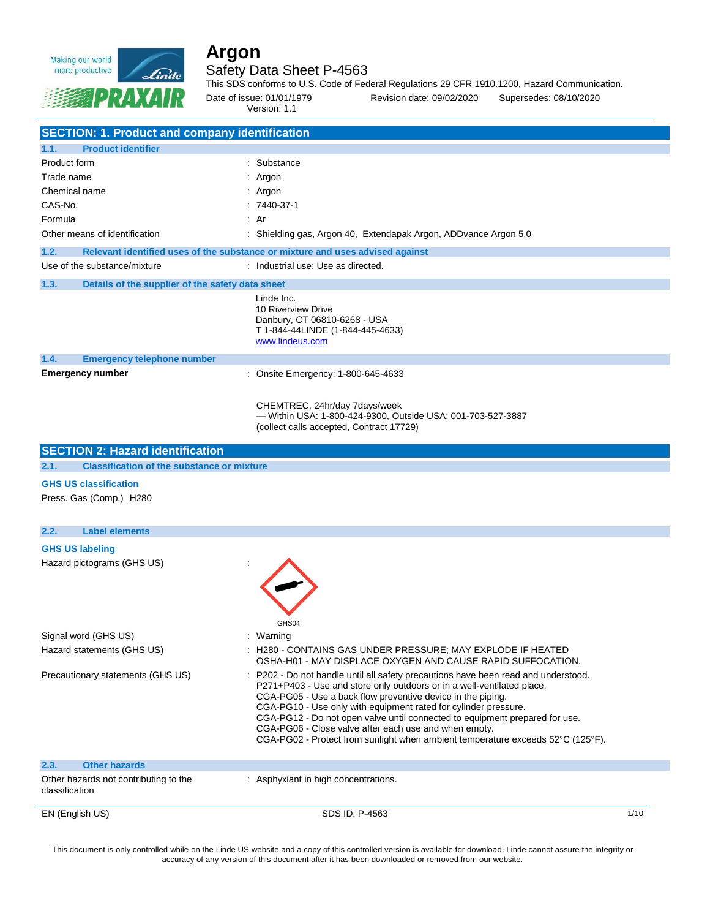# Argon

## Safety Data Sheet P-4563

This SDS conforms to U.S. Code of Federal Regulations 29 CFR 1910.1200, Hazard Communication.

Date of issue: 01/01/1979 Revision date: 09/02/2020 Supersedes: 08/10/2020

Version: 1.1

## SECTION: 1. Product and company identification

### 1.1. Product identifier

| | |
|---|---|
| Product form | : Substance |
| Trade name | : Argon |
| Chemical name | : Argon |
| CAS-No. | : 7440-37-1 |
| Formula | : Ar |
| Other means of identification | : Shielding gas, Argon 40, Extendapak Argon, ADDvance Argon 5.0 |

### 1.2. Relevant identified uses of the substance or mixture and uses advised against

| | |
|---|---|
| Use of the substance/mixture | : Industrial use; Use as directed. |

### 1.3. Details of the supplier of the safety data sheet

Linde Inc.
10 Riverview Drive
Danbury, CT 06810-6268 - USA
T 1-844-44LINDE (1-844-445-4633)
www.lindeus.com

### 1.4. Emergency telephone number

**Emergency number** : Onsite Emergency: 1-800-645-4633

CHEMTREC, 24hr/day 7days/week
— Within USA: 1-800-424-9300, Outside USA: 001-703-527-3887
(collect calls accepted, Contract 17729)

## SECTION 2: Hazard identification

### 2.1. Classification of the substance or mixture

**GHS US classification**

Press. Gas (Comp.) H280

### 2.2. Label elements

**GHS US labeling**

Hazard pictograms (GHS US) :

GHS04

| | |
|---|---|
| Signal word (GHS US) | : Warning |
| Hazard statements (GHS US) | : H280 - CONTAINS GAS UNDER PRESSURE; MAY EXPLODE IF HEATED<br>OSHA-H01 - MAY DISPLACE OXYGEN AND CAUSE RAPID SUFFOCATION. |
| Precautionary statements (GHS US) | : P202 - Do not handle until all safety precautions have been read and understood.<br>P271+P403 - Use and store only outdoors or in a well-ventilated place.<br>CGA-PG05 - Use a back flow preventive device in the piping.<br>CGA-PG10 - Use only with equipment rated for cylinder pressure.<br>CGA-PG12 - Do not open valve until connected to equipment prepared for use.<br>CGA-PG06 - Close valve after each use and when empty.<br>CGA-PG02 - Protect from sunlight when ambient temperature exceeds 52°C (125°F). |

### 2.3. Other hazards

| | |
|---|---|
| Other hazards not contributing to the classification | : Asphyxiant in high concentrations. |

This document is only controlled while on the Linde US website and a copy of this controlled version is available for download. Linde cannot assure the integrity or accuracy of any version of this document after it has been downloaded or removed from our website.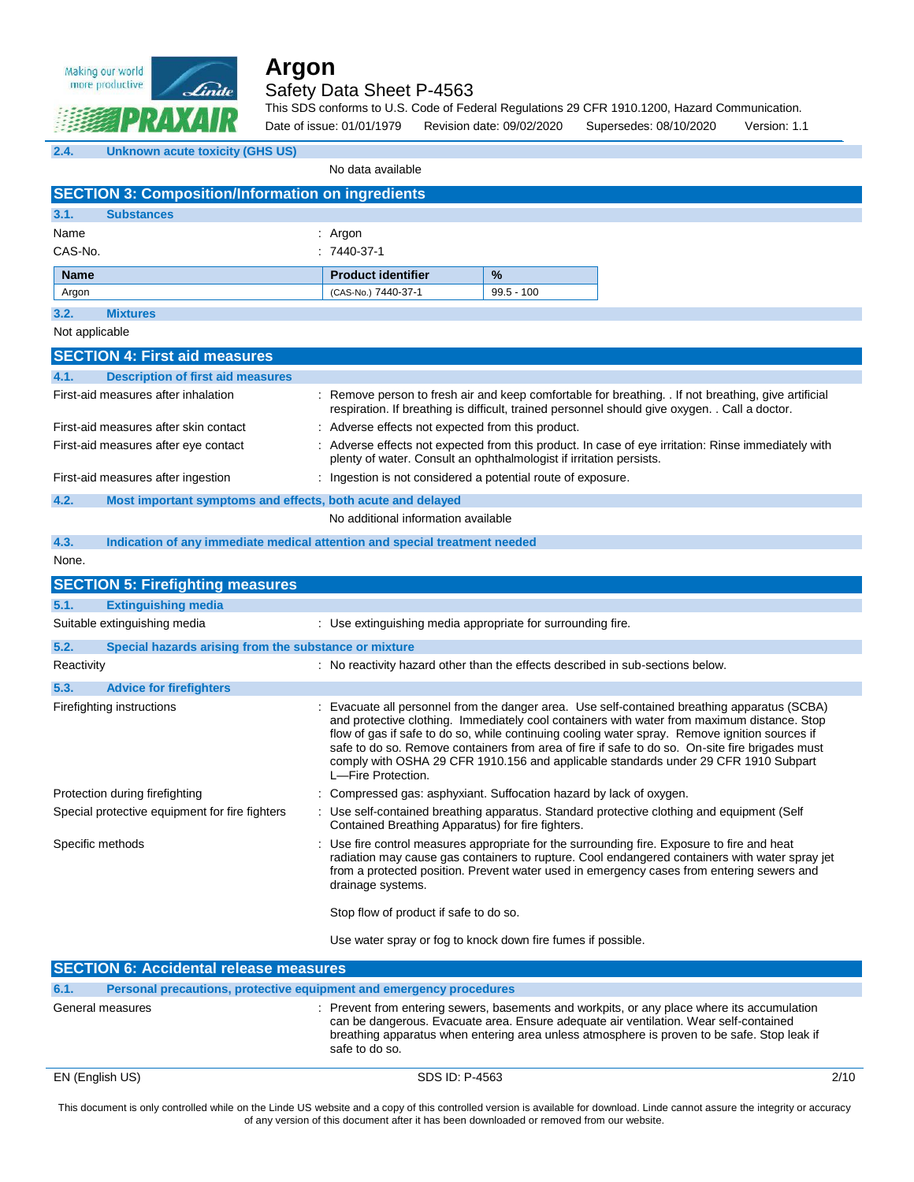### 2.4. Unknown acute toxicity (GHS US)

No data available

## SECTION 3: Composition/Information on ingredients

### 3.1. Substances

Name : Argon

CAS-No. : 7440-37-1

| Name | Product identifier | % |
|---|---|---|
| Argon | (CAS-No.) 7440-37-1 | 99.5 - 100 |

### 3.2. Mixtures

Not applicable

## SECTION 4: First aid measures

### 4.1. Description of first aid measures

First-aid measures after inhalation : Remove person to fresh air and keep comfortable for breathing. . If not breathing, give artificial respiration. If breathing is difficult, trained personnel should give oxygen. . Call a doctor.

First-aid measures after skin contact : Adverse effects not expected from this product.

First-aid measures after eye contact : Adverse effects not expected from this product. In case of eye irritation: Rinse immediately with plenty of water. Consult an ophthalmologist if irritation persists.

First-aid measures after ingestion : Ingestion is not considered a potential route of exposure.

### 4.2. Most important symptoms and effects, both acute and delayed

No additional information available

### 4.3. Indication of any immediate medical attention and special treatment needed

None.

## SECTION 5: Firefighting measures

### 5.1. Extinguishing media

Suitable extinguishing media : Use extinguishing media appropriate for surrounding fire.

### 5.2. Special hazards arising from the substance or mixture

Reactivity : No reactivity hazard other than the effects described in sub-sections below.

### 5.3. Advice for firefighters

Firefighting instructions : Evacuate all personnel from the danger area. Use self-contained breathing apparatus (SCBA) and protective clothing. Immediately cool containers with water from maximum distance. Stop flow of gas if safe to do so, while continuing cooling water spray. Remove ignition sources if safe to do so. Remove containers from area of fire if safe to do so. On-site fire brigades must comply with OSHA 29 CFR 1910.156 and applicable standards under 29 CFR 1910 Subpart L—Fire Protection.

Protection during firefighting : Compressed gas: asphyxiant. Suffocation hazard by lack of oxygen.

Special protective equipment for fire fighters : Use self-contained breathing apparatus. Standard protective clothing and equipment (Self Contained Breathing Apparatus) for fire fighters.

Specific methods : Use fire control measures appropriate for the surrounding fire. Exposure to fire and heat radiation may cause gas containers to rupture. Cool endangered containers with water spray jet from a protected position. Prevent water used in emergency cases from entering sewers and drainage systems.

Stop flow of product if safe to do so.

Use water spray or fog to knock down fire fumes if possible.

## SECTION 6: Accidental release measures

### 6.1. Personal precautions, protective equipment and emergency procedures

General measures : Prevent from entering sewers, basements and workpits, or any place where its accumulation can be dangerous. Evacuate area. Ensure adequate air ventilation. Wear self-contained breathing apparatus when entering area unless atmosphere is proven to be safe. Stop leak if safe to do so.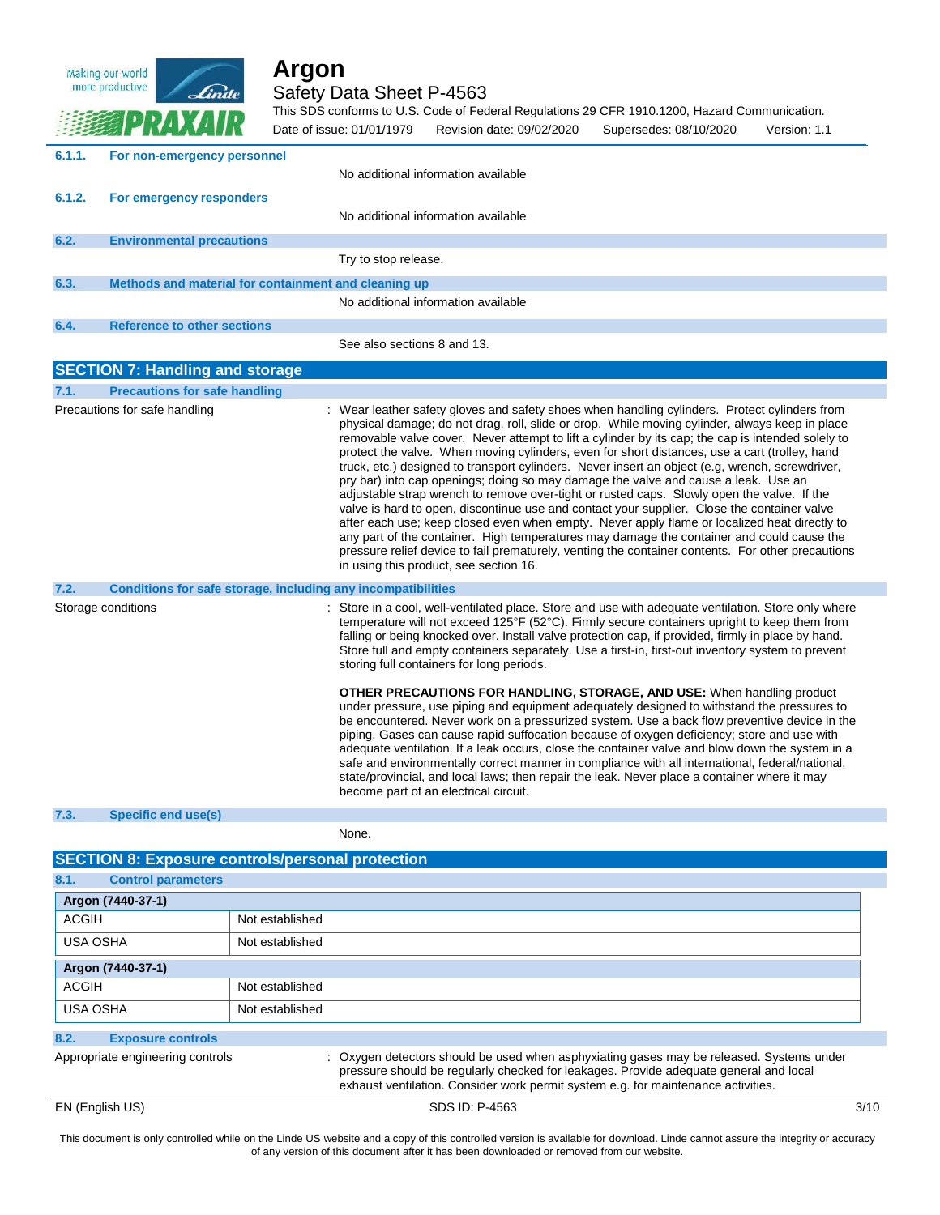#### 6.1.1. For non-emergency personnel

No additional information available

#### 6.1.2. For emergency responders

No additional information available

### 6.2. Environmental precautions

Try to stop release.

### 6.3. Methods and material for containment and cleaning up

No additional information available

### 6.4. Reference to other sections

See also sections 8 and 13.

## SECTION 7: Handling and storage

### 7.1. Precautions for safe handling

Precautions for safe handling : Wear leather safety gloves and safety shoes when handling cylinders. Protect cylinders from physical damage; do not drag, roll, slide or drop. While moving cylinder, always keep in place removable valve cover. Never attempt to lift a cylinder by its cap; the cap is intended solely to protect the valve. When moving cylinders, even for short distances, use a cart (trolley, hand truck, etc.) designed to transport cylinders. Never insert an object (e.g, wrench, screwdriver, pry bar) into cap openings; doing so may damage the valve and cause a leak. Use an adjustable strap wrench to remove over-tight or rusted caps. Slowly open the valve. If the valve is hard to open, discontinue use and contact your supplier. Close the container valve after each use; keep closed even when empty. Never apply flame or localized heat directly to any part of the container. High temperatures may damage the container and could cause the pressure relief device to fail prematurely, venting the container contents. For other precautions in using this product, see section 16.

### 7.2. Conditions for safe storage, including any incompatibilities

Storage conditions : Store in a cool, well-ventilated place. Store and use with adequate ventilation. Store only where temperature will not exceed 125°F (52°C). Firmly secure containers upright to keep them from falling or being knocked over. Install valve protection cap, if provided, firmly in place by hand. Store full and empty containers separately. Use a first-in, first-out inventory system to prevent storing full containers for long periods.

**OTHER PRECAUTIONS FOR HANDLING, STORAGE, AND USE:** When handling product under pressure, use piping and equipment adequately designed to withstand the pressures to be encountered. Never work on a pressurized system. Use a back flow preventive device in the piping. Gases can cause rapid suffocation because of oxygen deficiency; store and use with adequate ventilation. If a leak occurs, close the container valve and blow down the system in a safe and environmentally correct manner in compliance with all international, federal/national, state/provincial, and local laws; then repair the leak. Never place a container where it may become part of an electrical circuit.

### 7.3. Specific end use(s)

None.

## SECTION 8: Exposure controls/personal protection

### 8.1. Control parameters

| Argon (7440-37-1) | |
|---|---|
| ACGIH | Not established |
| USA OSHA | Not established |

| Argon (7440-37-1) | |
|---|---|
| ACGIH | Not established |
| USA OSHA | Not established |

### 8.2. Exposure controls

Appropriate engineering controls : Oxygen detectors should be used when asphyxiating gases may be released. Systems under pressure should be regularly checked for leakages. Provide adequate general and local exhaust ventilation. Consider work permit system e.g. for maintenance activities.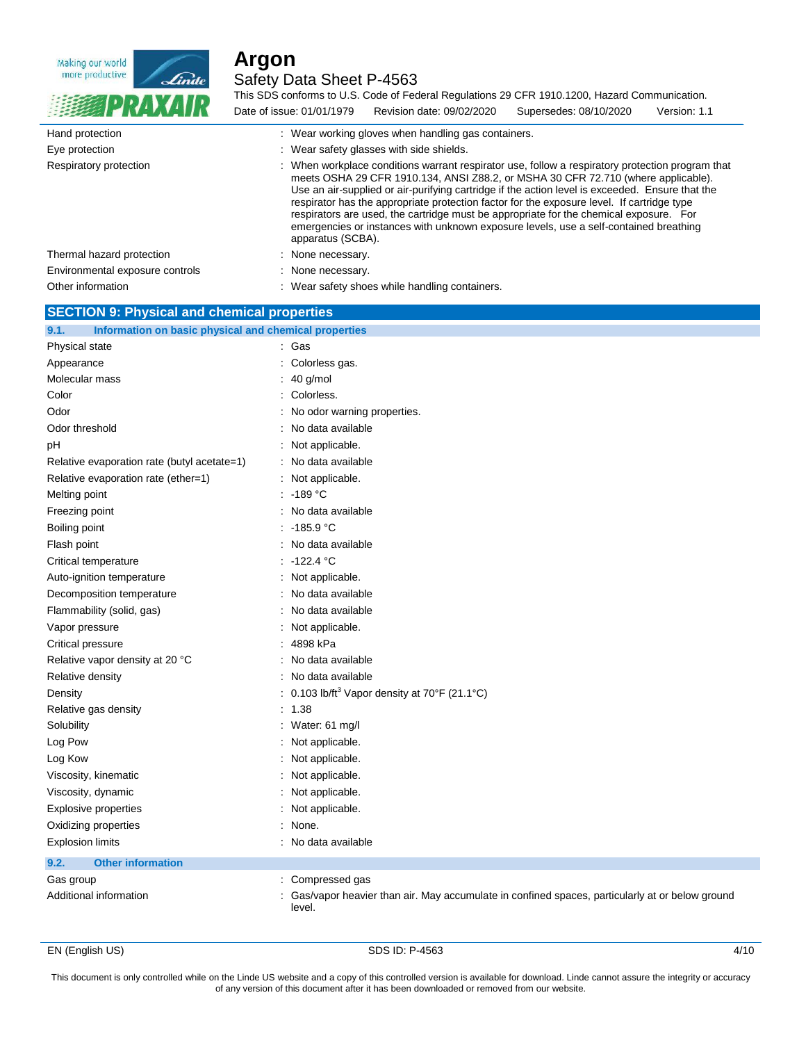| | |
|---|---|
| Hand protection | : Wear working gloves when handling gas containers. |
| Eye protection | : Wear safety glasses with side shields. |
| Respiratory protection | : When workplace conditions warrant respirator use, follow a respiratory protection program that meets OSHA 29 CFR 1910.134, ANSI Z88.2, or MSHA 30 CFR 72.710 (where applicable). Use an air-supplied or air-purifying cartridge if the action level is exceeded. Ensure that the respirator has the appropriate protection factor for the exposure level. If cartridge type respirators are used, the cartridge must be appropriate for the chemical exposure. For emergencies or instances with unknown exposure levels, use a self-contained breathing apparatus (SCBA). |
| Thermal hazard protection | : None necessary. |
| Environmental exposure controls | : None necessary. |
| Other information | : Wear safety shoes while handling containers. |

## SECTION 9: Physical and chemical properties

### 9.1. Information on basic physical and chemical properties

| | |
|---|---|
| Physical state | : Gas |
| Appearance | : Colorless gas. |
| Molecular mass | : 40 g/mol |
| Color | : Colorless. |
| Odor | : No odor warning properties. |
| Odor threshold | : No data available |
| pH | : Not applicable. |
| Relative evaporation rate (butyl acetate=1) | : No data available |
| Relative evaporation rate (ether=1) | : Not applicable. |
| Melting point | : -189 °C |
| Freezing point | : No data available |
| Boiling point | : -185.9 °C |
| Flash point | : No data available |
| Critical temperature | : -122.4 °C |
| Auto-ignition temperature | : Not applicable. |
| Decomposition temperature | : No data available |
| Flammability (solid, gas) | : No data available |
| Vapor pressure | : Not applicable. |
| Critical pressure | : 4898 kPa |
| Relative vapor density at 20 °C | : No data available |
| Relative density | : No data available |
| Density | : 0.103 lb/ft$^3$ Vapor density at 70°F (21.1°C) |
| Relative gas density | : 1.38 |
| Solubility | : Water: 61 mg/l |
| Log Pow | : Not applicable. |
| Log Kow | : Not applicable. |
| Viscosity, kinematic | : Not applicable. |
| Viscosity, dynamic | : Not applicable. |
| Explosive properties | : Not applicable. |
| Oxidizing properties | : None. |
| Explosion limits | : No data available |

### 9.2. Other information

| | |
|---|---|
| Gas group | : Compressed gas |
| Additional information | : Gas/vapor heavier than air. May accumulate in confined spaces, particularly at or below ground level. |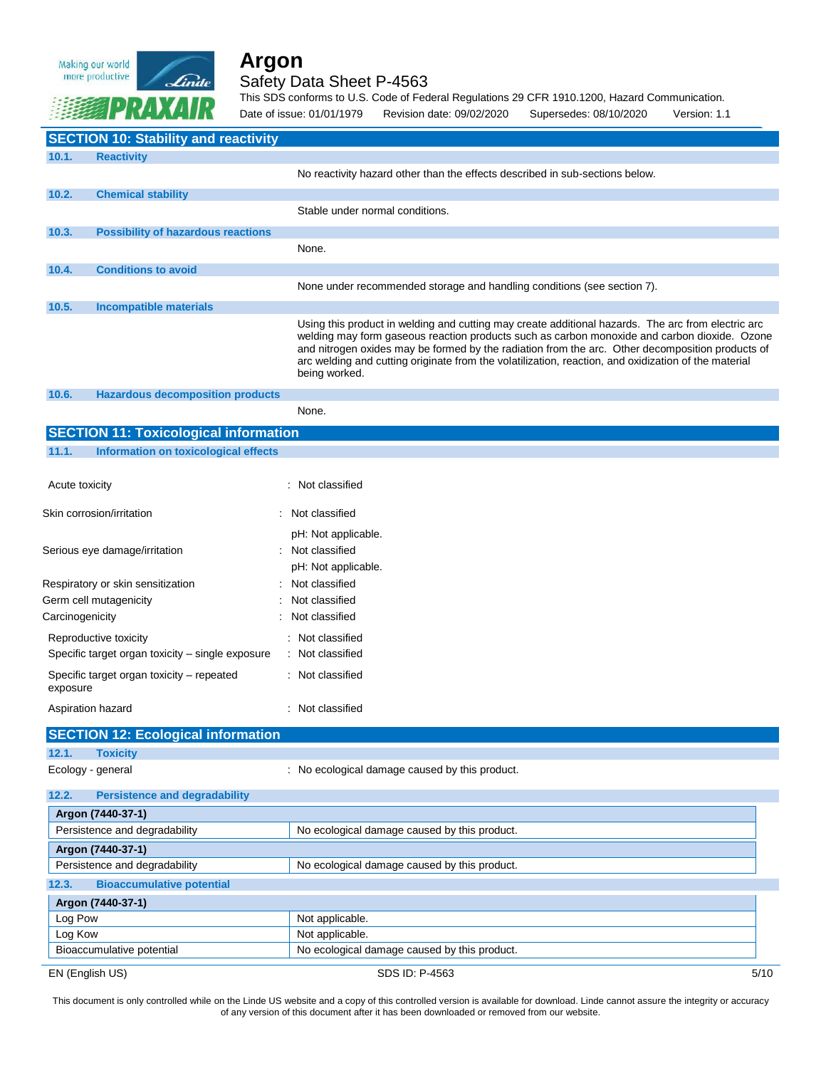## SECTION 10: Stability and reactivity

### 10.1. Reactivity

No reactivity hazard other than the effects described in sub-sections below.

### 10.2. Chemical stability

Stable under normal conditions.

### 10.3. Possibility of hazardous reactions

None.

### 10.4. Conditions to avoid

None under recommended storage and handling conditions (see section 7).

### 10.5. Incompatible materials

Using this product in welding and cutting may create additional hazards. The arc from electric arc welding may form gaseous reaction products such as carbon monoxide and carbon dioxide. Ozone and nitrogen oxides may be formed by the radiation from the arc. Other decomposition products of arc welding and cutting originate from the volatilization, reaction, and oxidization of the material being worked.

### 10.6. Hazardous decomposition products

None.

## SECTION 11: Toxicological information

### 11.1. Information on toxicological effects

Acute toxicity : Not classified

Skin corrosion/irritation : Not classified
pH: Not applicable.

Serious eye damage/irritation : Not classified
pH: Not applicable.

Respiratory or skin sensitization : Not classified

Germ cell mutagenicity : Not classified

Carcinogenicity : Not classified

Reproductive toxicity : Not classified

Specific target organ toxicity – single exposure : Not classified

Specific target organ toxicity – repeated exposure : Not classified

Aspiration hazard : Not classified

## SECTION 12: Ecological information

### 12.1. Toxicity

Ecology - general : No ecological damage caused by this product.

### 12.2. Persistence and degradability

| Argon (7440-37-1) | |
|---|---|
| Persistence and degradability | No ecological damage caused by this product. |

| Argon (7440-37-1) | |
|---|---|
| Persistence and degradability | No ecological damage caused by this product. |

### 12.3. Bioaccumulative potential

| Argon (7440-37-1) | |
|---|---|
| Log Pow | Not applicable. |
| Log Kow | Not applicable. |
| Bioaccumulative potential | No ecological damage caused by this product. |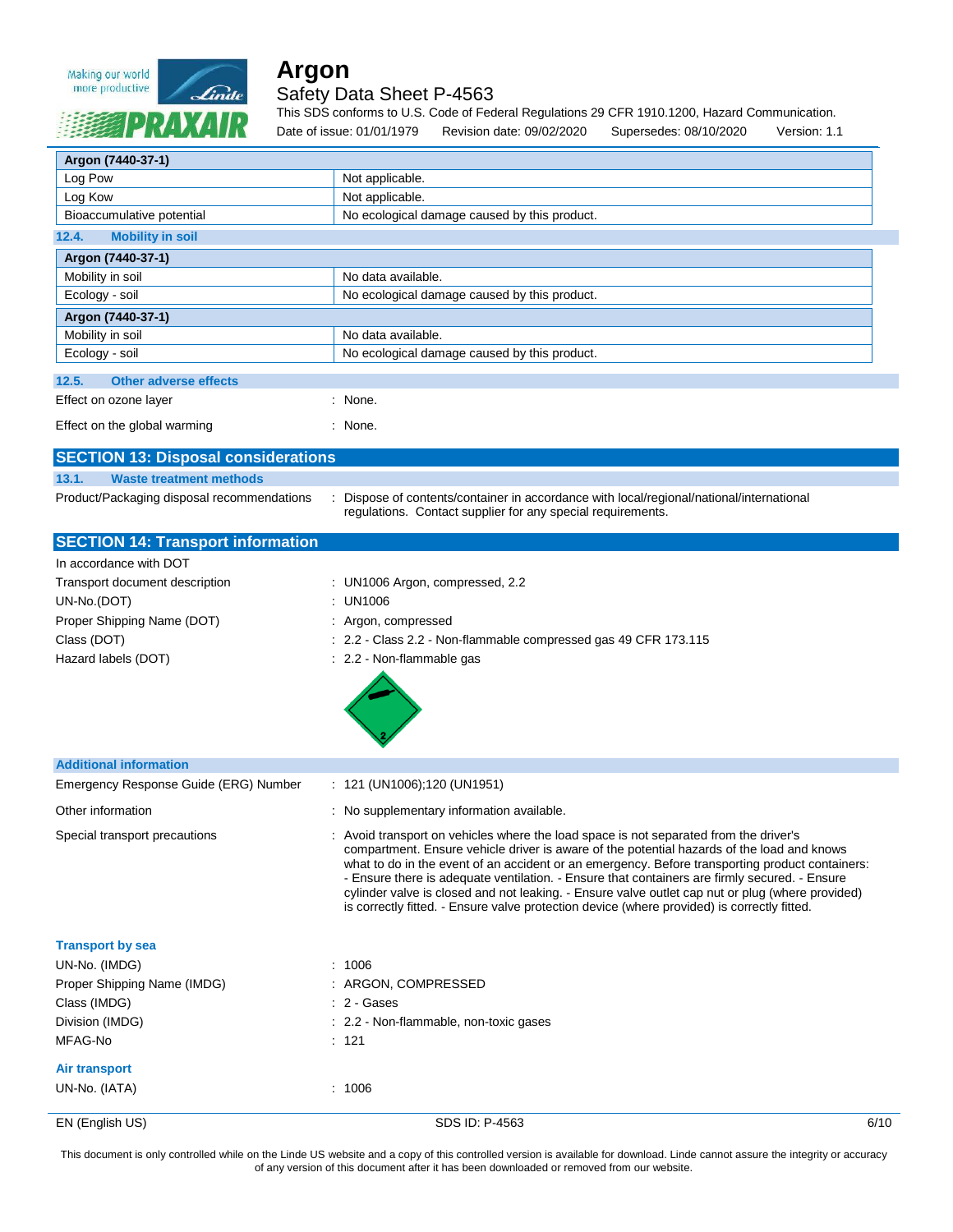| Argon (7440-37-1) | |
|---|---|
| Log Pow | Not applicable. |
| Log Kow | Not applicable. |
| Bioaccumulative potential | No ecological damage caused by this product. |

### 12.4. Mobility in soil

| Argon (7440-37-1) | |
|---|---|
| Mobility in soil | No data available. |
| Ecology - soil | No ecological damage caused by this product. |

| Argon (7440-37-1) | |
|---|---|
| Mobility in soil | No data available. |
| Ecology - soil | No ecological damage caused by this product. |

### 12.5. Other adverse effects

Effect on ozone layer : None.

Effect on the global warming : None.

## SECTION 13: Disposal considerations

### 13.1. Waste treatment methods

Product/Packaging disposal recommendations : Dispose of contents/container in accordance with local/regional/national/international regulations. Contact supplier for any special requirements.

## SECTION 14: Transport information

In accordance with DOT

Transport document description : UN1006 Argon, compressed, 2.2

UN-No.(DOT) : UN1006

Proper Shipping Name (DOT) : Argon, compressed

Class (DOT) : 2.2 - Class 2.2 - Non-flammable compressed gas 49 CFR 173.115

Hazard labels (DOT) : 2.2 - Non-flammable gas

### Additional information

Emergency Response Guide (ERG) Number : 121 (UN1006);120 (UN1951)

Other information : No supplementary information available.

Special transport precautions : Avoid transport on vehicles where the load space is not separated from the driver's compartment. Ensure vehicle driver is aware of the potential hazards of the load and knows what to do in the event of an accident or an emergency. Before transporting product containers: - Ensure there is adequate ventilation. - Ensure that containers are firmly secured. - Ensure cylinder valve is closed and not leaking. - Ensure valve outlet cap nut or plug (where provided) is correctly fitted. - Ensure valve protection device (where provided) is correctly fitted.

### Transport by sea

UN-No. (IMDG) : 1006

Proper Shipping Name (IMDG) : ARGON, COMPRESSED

Class (IMDG) : 2 - Gases

Division (IMDG) : 2.2 - Non-flammable, non-toxic gases

MFAG-No : 121

### Air transport

UN-No. (IATA) : 1006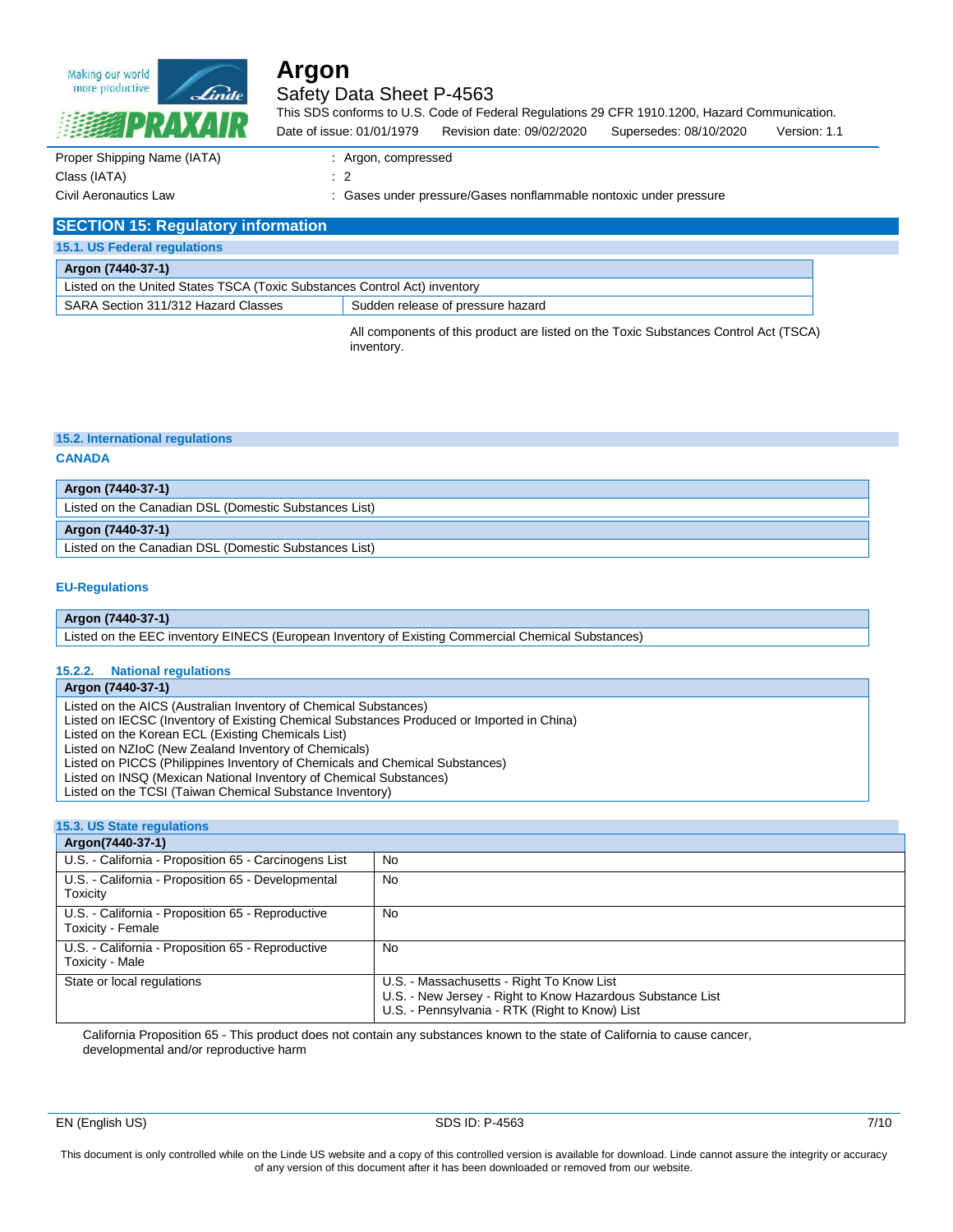| | |
|---|---|
| Proper Shipping Name (IATA) | : Argon, compressed |
| Class (IATA) | : 2 |
| Civil Aeronautics Law | : Gases under pressure/Gases nonflammable nontoxic under pressure |

## SECTION 15: Regulatory information

### 15.1. US Federal regulations

| Argon (7440-37-1) | |
|---|---|
| Listed on the United States TSCA (Toxic Substances Control Act) inventory | |
| SARA Section 311/312 Hazard Classes | Sudden release of pressure hazard |

All components of this product are listed on the Toxic Substances Control Act (TSCA) inventory.

### 15.2. International regulations

**CANADA**

| Argon (7440-37-1) |
|---|
| Listed on the Canadian DSL (Domestic Substances List) |

| Argon (7440-37-1) |
|---|
| Listed on the Canadian DSL (Domestic Substances List) |

**EU-Regulations**

| Argon (7440-37-1) |
|---|
| Listed on the EEC inventory EINECS (European Inventory of Existing Commercial Chemical Substances) |

#### 15.2.2. National regulations

| Argon (7440-37-1) |
|---|
| Listed on the AICS (Australian Inventory of Chemical Substances)<br>Listed on IECSC (Inventory of Existing Chemical Substances Produced or Imported in China)<br>Listed on the Korean ECL (Existing Chemicals List)<br>Listed on NZIoC (New Zealand Inventory of Chemicals)<br>Listed on PICCS (Philippines Inventory of Chemicals and Chemical Substances)<br>Listed on INSQ (Mexican National Inventory of Chemical Substances)<br>Listed on the TCSI (Taiwan Chemical Substance Inventory) |

### 15.3. US State regulations

| Argon(7440-37-1) | |
|---|---|
| U.S. - California - Proposition 65 - Carcinogens List | No |
| U.S. - California - Proposition 65 - Developmental Toxicity | No |
| U.S. - California - Proposition 65 - Reproductive Toxicity - Female | No |
| U.S. - California - Proposition 65 - Reproductive Toxicity - Male | No |
| State or local regulations | U.S. - Massachusetts - Right To Know List<br>U.S. - New Jersey - Right to Know Hazardous Substance List<br>U.S. - Pennsylvania - RTK (Right to Know) List |

California Proposition 65 - This product does not contain any substances known to the state of California to cause cancer, developmental and/or reproductive harm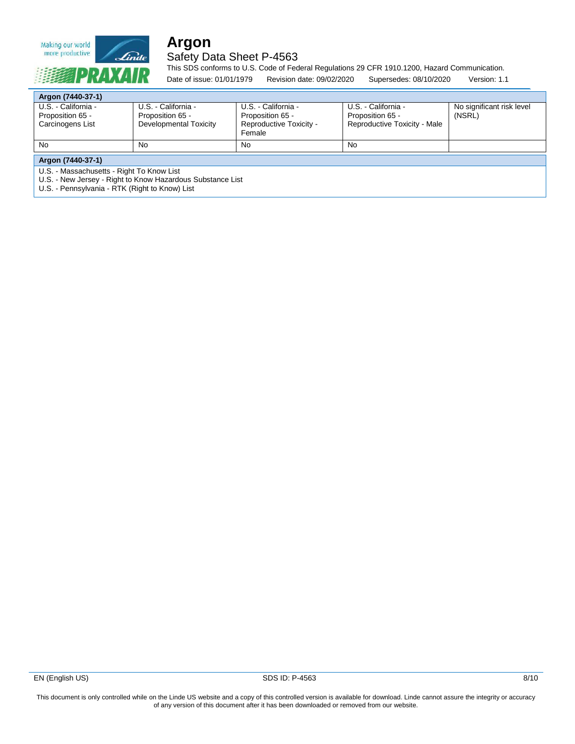| Argon (7440-37-1) | | | | |
|---|---|---|---|---|
| U.S. - California - Proposition 65 - Carcinogens List | U.S. - California - Proposition 65 - Developmental Toxicity | U.S. - California - Proposition 65 - Reproductive Toxicity - Female | U.S. - California - Proposition 65 - Reproductive Toxicity - Male | No significant risk level (NSRL) |
| No | No | No | No | |

| Argon (7440-37-1) |
|---|
| U.S. - Massachusetts - Right To Know List<br>U.S. - New Jersey - Right to Know Hazardous Substance List<br>U.S. - Pennsylvania - RTK (Right to Know) List |

This document is only controlled while on the Linde US website and a copy of this controlled version is available for download. Linde cannot assure the integrity or accuracy of any version of this document after it has been downloaded or removed from our website.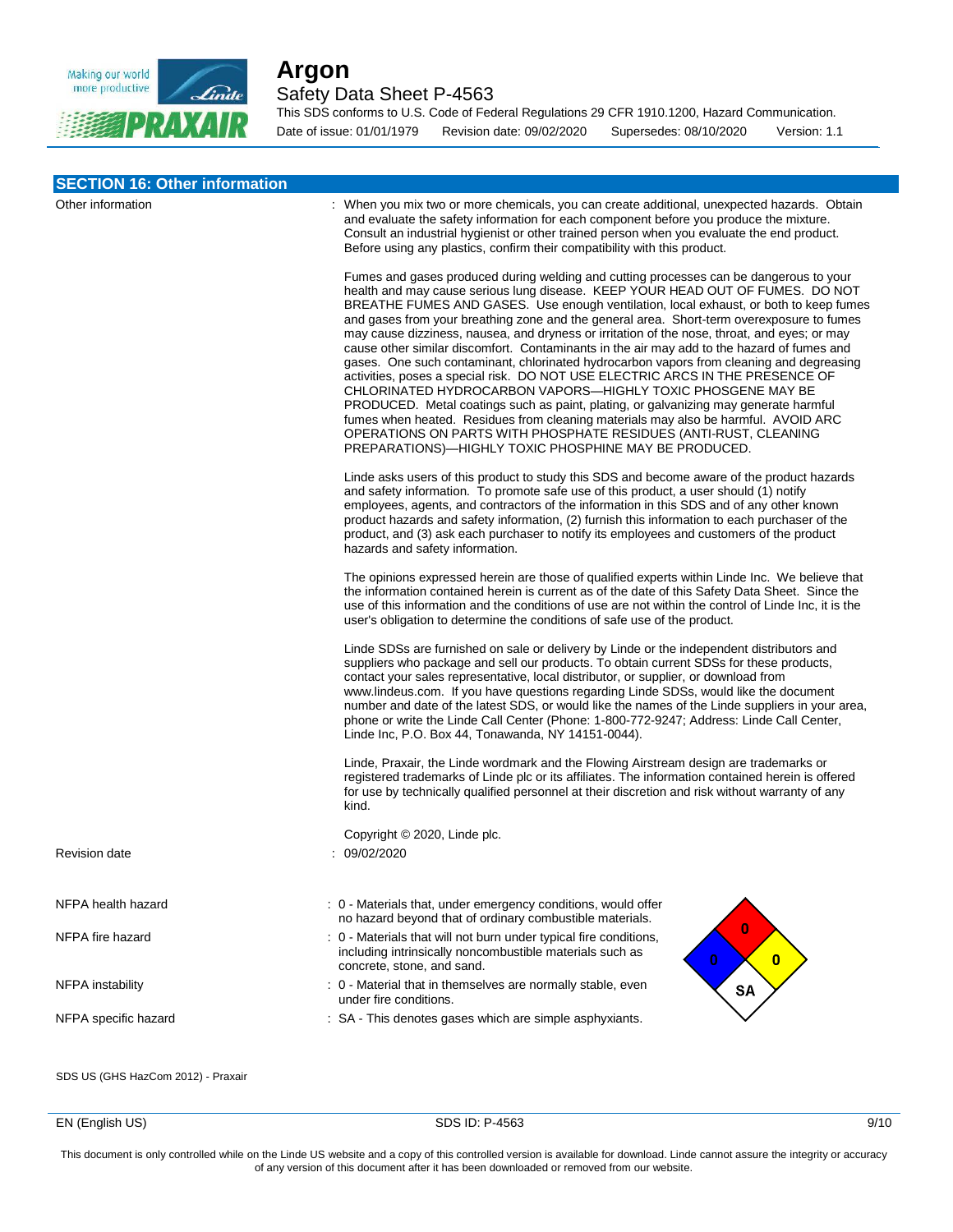## SECTION 16: Other information

Other information : When you mix two or more chemicals, you can create additional, unexpected hazards. Obtain and evaluate the safety information for each component before you produce the mixture. Consult an industrial hygienist or other trained person when you evaluate the end product. Before using any plastics, confirm their compatibility with this product.

Fumes and gases produced during welding and cutting processes can be dangerous to your health and may cause serious lung disease. KEEP YOUR HEAD OUT OF FUMES. DO NOT BREATHE FUMES AND GASES. Use enough ventilation, local exhaust, or both to keep fumes and gases from your breathing zone and the general area. Short-term overexposure to fumes may cause dizziness, nausea, and dryness or irritation of the nose, throat, and eyes; or may cause other similar discomfort. Contaminants in the air may add to the hazard of fumes and gases. One such contaminant, chlorinated hydrocarbon vapors from cleaning and degreasing activities, poses a special risk. DO NOT USE ELECTRIC ARCS IN THE PRESENCE OF CHLORINATED HYDROCARBON VAPORS—HIGHLY TOXIC PHOSGENE MAY BE PRODUCED. Metal coatings such as paint, plating, or galvanizing may generate harmful fumes when heated. Residues from cleaning materials may also be harmful. AVOID ARC OPERATIONS ON PARTS WITH PHOSPHATE RESIDUES (ANTI-RUST, CLEANING PREPARATIONS)—HIGHLY TOXIC PHOSPHINE MAY BE PRODUCED.

Linde asks users of this product to study this SDS and become aware of the product hazards and safety information. To promote safe use of this product, a user should (1) notify employees, agents, and contractors of the information in this SDS and of any other known product hazards and safety information, (2) furnish this information to each purchaser of the product, and (3) ask each purchaser to notify its employees and customers of the product hazards and safety information.

The opinions expressed herein are those of qualified experts within Linde Inc. We believe that the information contained herein is current as of the date of this Safety Data Sheet. Since the use of this information and the conditions of use are not within the control of Linde Inc, it is the user's obligation to determine the conditions of safe use of the product.

Linde SDSs are furnished on sale or delivery by Linde or the independent distributors and suppliers who package and sell our products. To obtain current SDSs for these products, contact your sales representative, local distributor, or supplier, or download from www.lindeus.com. If you have questions regarding Linde SDSs, would like the document number and date of the latest SDS, or would like the names of the Linde suppliers in your area, phone or write the Linde Call Center (Phone: 1-800-772-9247; Address: Linde Call Center, Linde Inc, P.O. Box 44, Tonawanda, NY 14151-0044).

Linde, Praxair, the Linde wordmark and the Flowing Airstream design are trademarks or registered trademarks of Linde plc or its affiliates. The information contained herein is offered for use by technically qualified personnel at their discretion and risk without warranty of any kind.

Copyright © 2020, Linde plc.

Revision date : 09/02/2020

NFPA health hazard : 0 - Materials that, under emergency conditions, would offer no hazard beyond that of ordinary combustible materials.

NFPA fire hazard : 0 - Materials that will not burn under typical fire conditions, including intrinsically noncombustible materials such as concrete, stone, and sand.

NFPA instability : 0 - Material that in themselves are normally stable, even under fire conditions.

NFPA specific hazard : SA - This denotes gases which are simple asphyxiants.

SDS US (GHS HazCom 2012) - Praxair